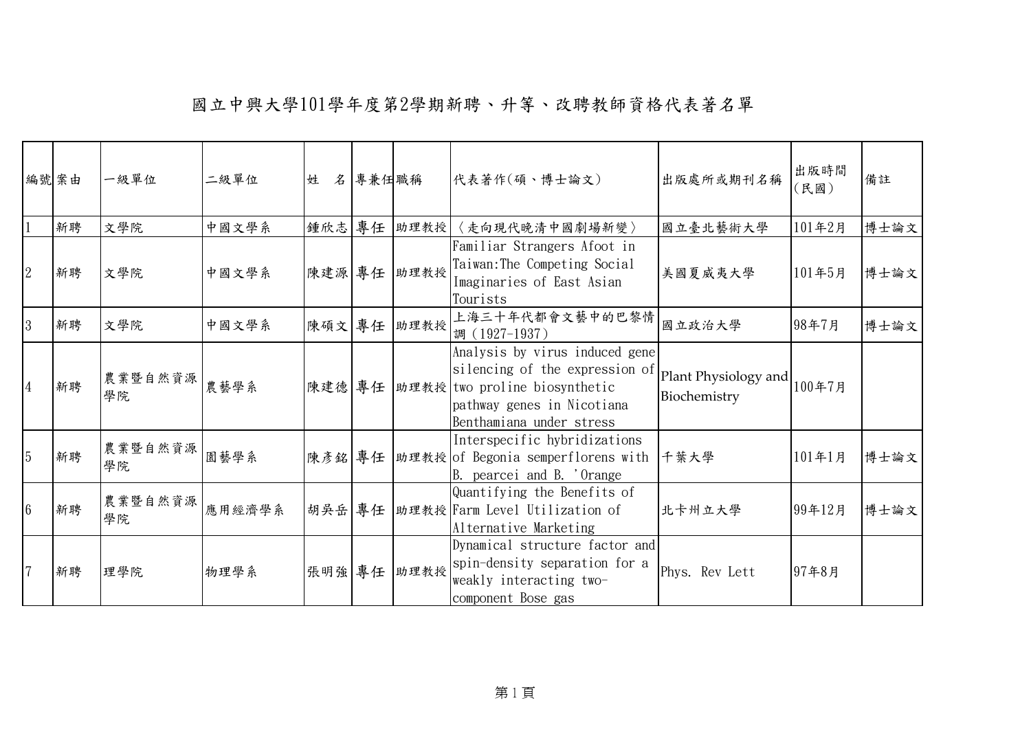# 國立中興大學101學年度第2學期新聘、升等、改聘教師資格代表著名單

| 編號 | 案由 | 一級單位 | 二級單位 | 姓　名 | 專兼任 | 職稱 | 代表著作(碩、博士論文) | 出版處所或期刊名稱 | 出版時間(民國) | 備註 |
|---|---|---|---|---|---|---|---|---|---|---|
| 1 | 新聘 | 文學院 | 中國文學系 | 鍾欣志 | 專任 | 助理教授 | 〈走向現代晚清中國劇場新變〉 | 國立臺北藝術大學 | 101年2月 | 博士論文 |
| 2 | 新聘 | 文學院 | 中國文學系 | 陳建源 | 專任 | 助理教授 | Familiar Strangers Afoot in Taiwan:The Competing Social Imaginaries of East Asian Tourists | 美國夏威夷大學 | 101年5月 | 博士論文 |
| 3 | 新聘 | 文學院 | 中國文學系 | 陳碩文 | 專任 | 助理教授 | 上海三十年代都會文藝中的巴黎情調（1927-1937） | 國立政治大學 | 98年7月 | 博士論文 |
| 4 | 新聘 | 農業暨自然資源學院 | 農藝學系 | 陳建德 | 專任 | 助理教授 | Analysis by virus induced gene silencing of the expression of two proline biosynthetic pathway genes in Nicotiana Benthamiana under stress | Plant Physiology and Biochemistry | 100年7月 | |
| 5 | 新聘 | 農業暨自然資源學院 | 園藝學系 | 陳彥銘 | 專任 | 助理教授 | Interspecific hybridizations of Begonia semperflorens with B. pearcei and B. 'Orange | 千葉大學 | 101年1月 | 博士論文 |
| 6 | 新聘 | 農業暨自然資源學院 | 應用經濟學系 | 胡吳岳 | 專任 | 助理教授 | Quantifying the Benefits of Farm Level Utilization of Alternative Marketing | 北卡州立大學 | 99年12月 | 博士論文 |
| 7 | 新聘 | 理學院 | 物理學系 | 張明強 | 專任 | 助理教授 | Dynamical structure factor and spin-density separation for a weakly interacting two-component Bose gas | Phys. Rev Lett | 97年8月 | |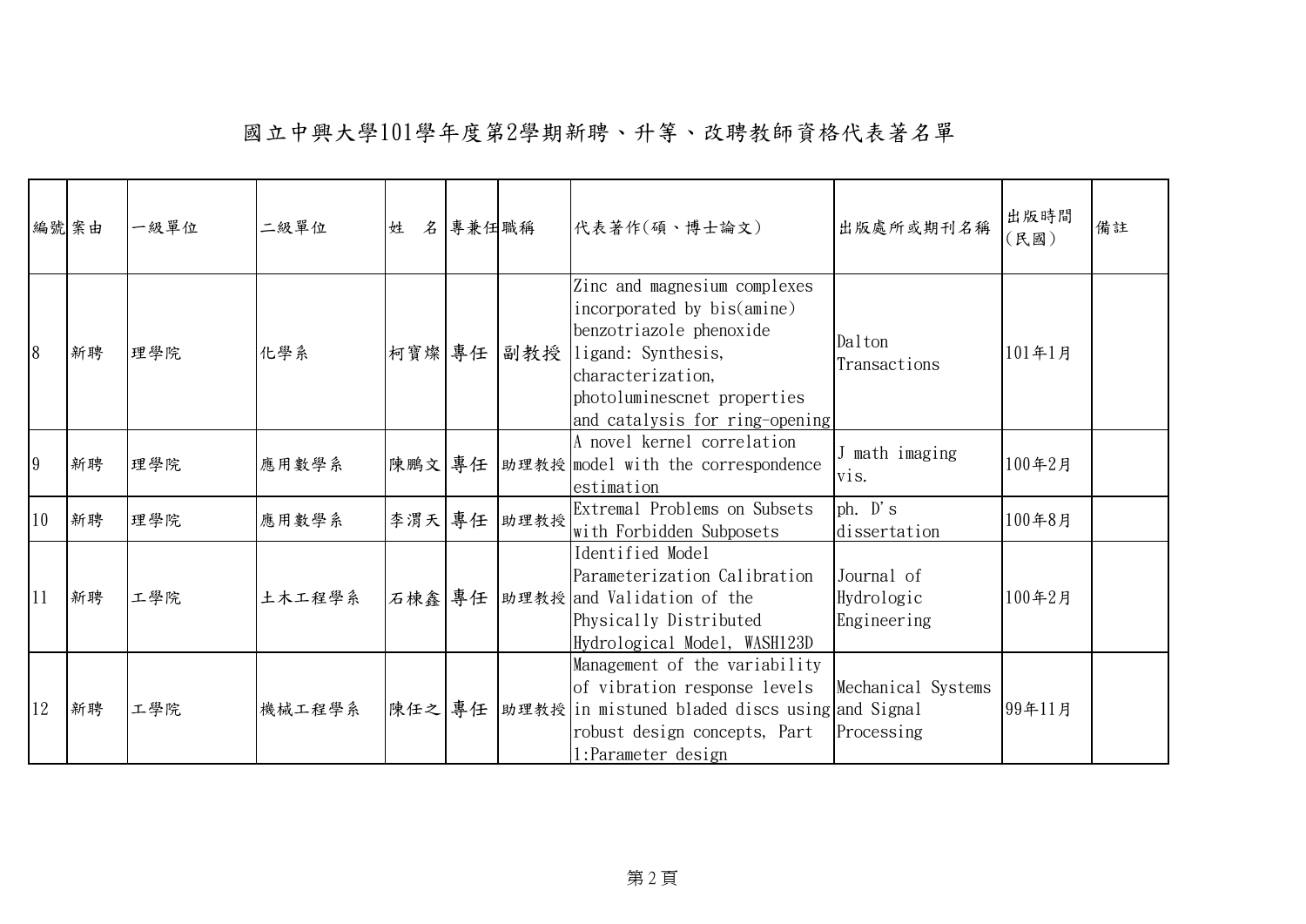# 國立中興大學101學年度第2學期新聘、升等、改聘教師資格代表著名單

| 編號 | 案由 | 一級單位 | 二級單位 | 姓　名 | 專兼任 | 職稱 | 代表著作(碩、博士論文) | 出版處所或期刊名稱 | 出版時間(民國) | 備註 |
|---|---|---|---|---|---|---|---|---|---|---|
| 8 | 新聘 | 理學院 | 化學系 | 柯寶燦 | 專任 | 副教授 | Zinc and magnesium complexes incorporated by bis(amine) benzotriazole phenoxide ligand: Synthesis, characterization, photoluminescnet properties and catalysis for ring-opening | Dalton Transactions | 101年1月 | |
| 9 | 新聘 | 理學院 | 應用數學系 | 陳鵬文 | 專任 | 助理教授 | A novel kernel correlation model with the correspondence estimation | J math imaging vis. | 100年2月 | |
| 10 | 新聘 | 理學院 | 應用數學系 | 李渭天 | 專任 | 助理教授 | Extremal Problems on Subsets with Forbidden Subposets | ph. D's dissertation | 100年8月 | |
| 11 | 新聘 | 工學院 | 土木工程學系 | 石棟鑫 | 專任 | 助理教授 | Identified Model Parameterization Calibration and Validation of the Physically Distributed Hydrological Model, WASH123D | Journal of Hydrologic Engineering | 100年2月 | |
| 12 | 新聘 | 工學院 | 機械工程學系 | 陳任之 | 專任 | 助理教授 | Management of the variability of vibration response levels in mistuned bladed discs using robust design concepts, Part 1:Parameter design | Mechanical Systems and Signal Processing | 99年11月 | |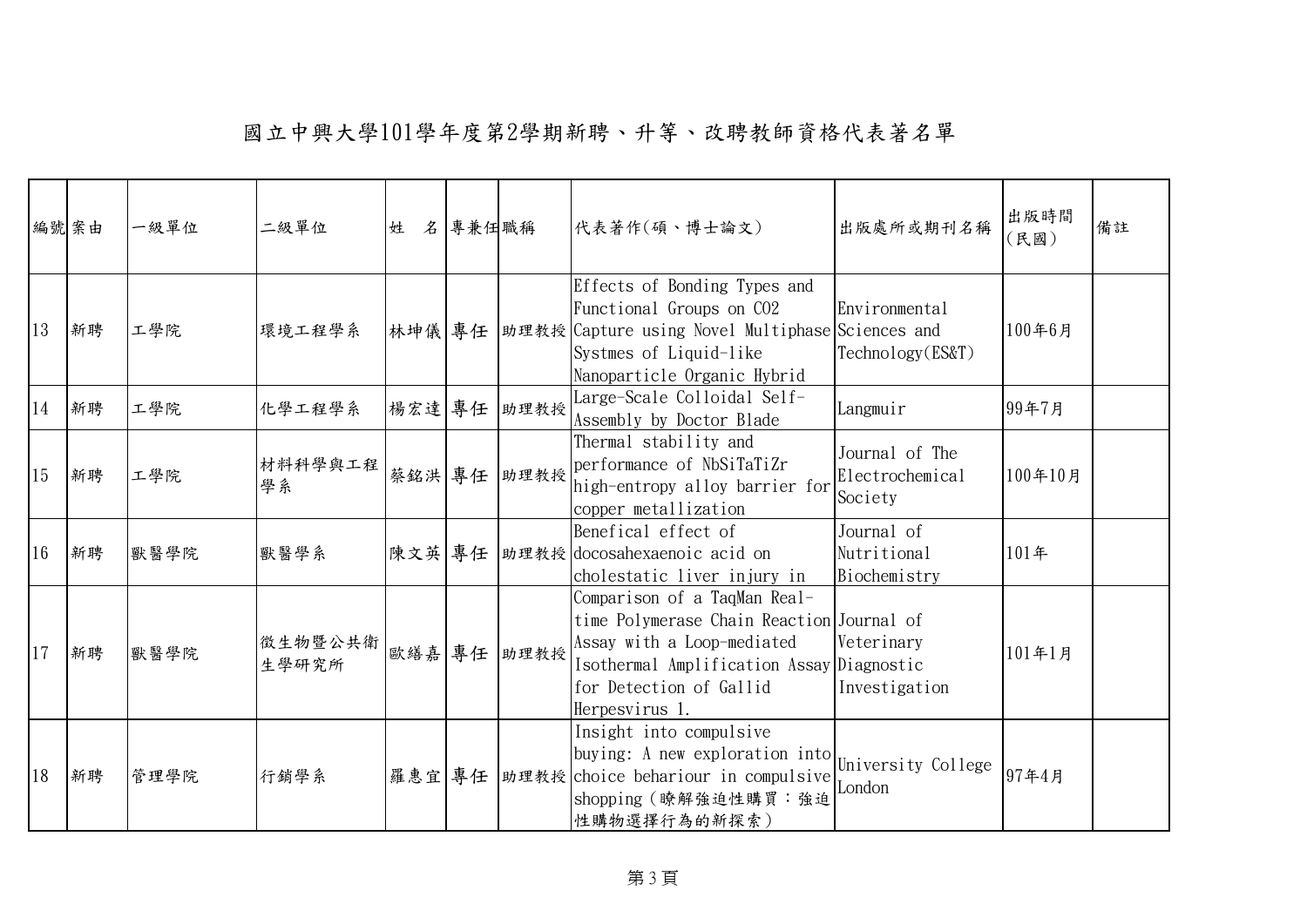# 國立中興大學101學年度第2學期新聘、升等、改聘教師資格代表著名單

| 編號 | 案由 | 一級單位 | 二級單位 | 姓　名 | 專兼任 | 職稱 | 代表著作(碩、博士論文) | 出版處所或期刊名稱 | 出版時間(民國) | 備註 |
|---|---|---|---|---|---|---|---|---|---|---|
| 13 | 新聘 | 工學院 | 環境工程學系 | 林坤儀 | 專任 | 助理教授 | Effects of Bonding Types and Functional Groups on CO2 Capture using Novel Multiphase Systmes of Liquid-like Nanoparticle Organic Hybrid | Environmental Sciences and Technology(ES&T) | 100年6月 | |
| 14 | 新聘 | 工學院 | 化學工程學系 | 楊宏達 | 專任 | 助理教授 | Large-Scale Colloidal Self-Assembly by Doctor Blade | Langmuir | 99年7月 | |
| 15 | 新聘 | 工學院 | 材料科學與工程學系 | 蔡銘洪 | 專任 | 助理教授 | Thermal stability and performance of NbSiTaTiZr high-entropy alloy barrier for copper metallization | Journal of The Electrochemical Society | 100年10月 | |
| 16 | 新聘 | 獸醫學院 | 獸醫學系 | 陳文英 | 專任 | 助理教授 | Benefical effect of docosahexaenoic acid on cholestatic liver injury in | Journal of Nutritional Biochemistry | 101年 | |
| 17 | 新聘 | 獸醫學院 | 微生物暨公共衛生學研究所 | 歐繕嘉 | 專任 | 助理教授 | Comparison of a TaqMan Real-time Polymerase Chain Reaction Assay with a Loop-mediated Isothermal Amplification Assay for Detection of Gallid Herpesvirus 1. | Journal of Veterinary Diagnostic Investigation | 101年1月 | |
| 18 | 新聘 | 管理學院 | 行銷學系 | 羅惠宜 | 專任 | 助理教授 | Insight into compulsive buying: A new exploration into choice behariour in compulsive shopping (瞭解強迫性購買：強迫性購物選擇行為的新探索) | University College London | 97年4月 | |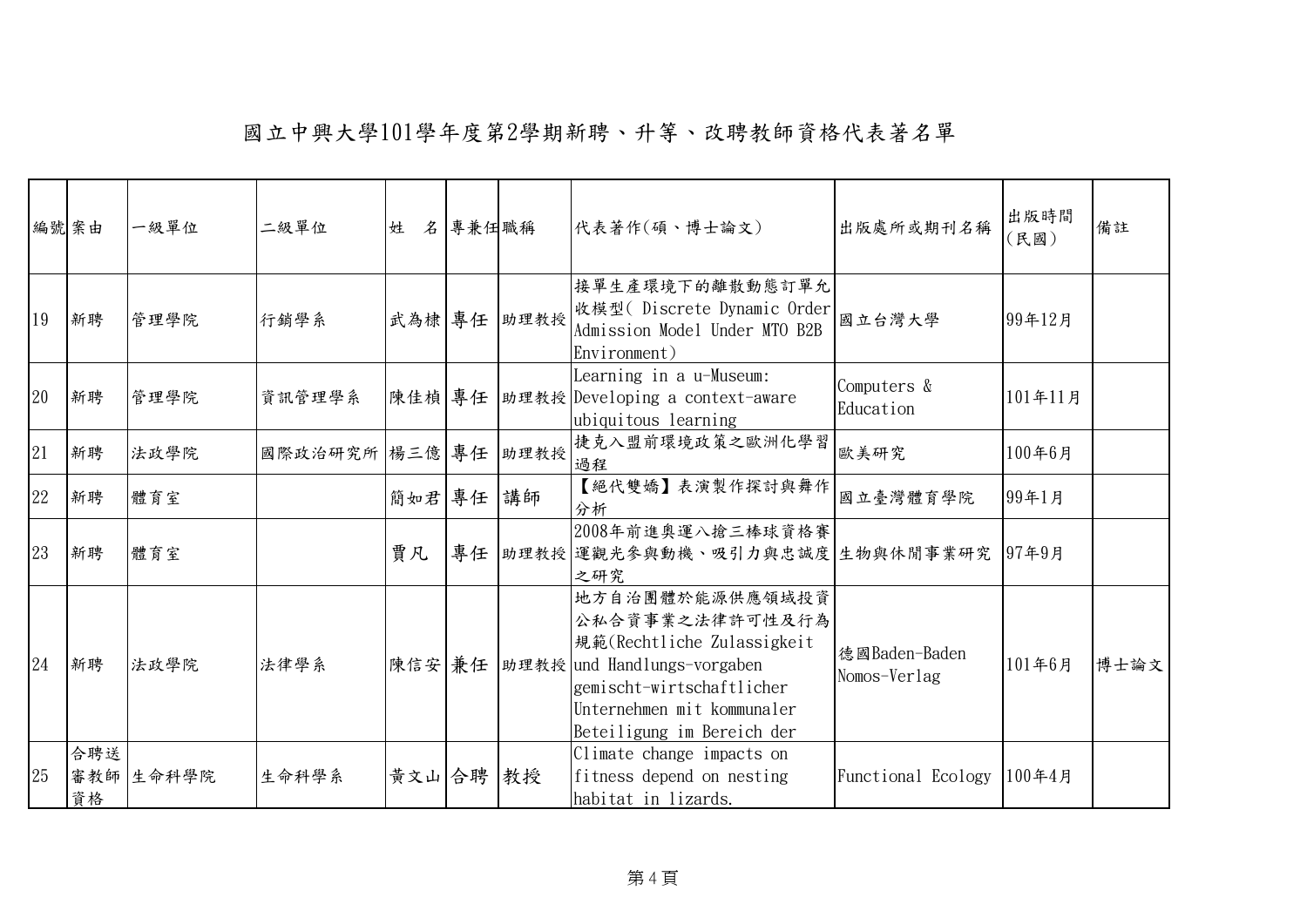# 國立中興大學101學年度第2學期新聘、升等、改聘教師資格代表著名單

| 編號 | 案由 | 一級單位 | 二級單位 | 姓　名 | 專兼任 | 職稱 | 代表著作(碩、博士論文) | 出版處所或期刊名稱 | 出版時間(民國) | 備註 |
|---|---|---|---|---|---|---|---|---|---|---|
| 19 | 新聘 | 管理學院 | 行銷學系 | 武為棣 | 專任 | 助理教授 | 接單生產環境下的離散動態訂單允收模型( Discrete Dynamic Order Admission Model Under MTO B2B Environment) | 國立台灣大學 | 99年12月 | |
| 20 | 新聘 | 管理學院 | 資訊管理學系 | 陳佳楨 | 專任 | 助理教授 | Learning in a u-Museum: Developing a context-aware ubiquitous learning | Computers & Education | 101年11月 | |
| 21 | 新聘 | 法政學院 | 國際政治研究所 | 楊三億 | 專任 | 助理教授 | 捷克入盟前環境政策之歐洲化學習過程 | 歐美研究 | 100年6月 | |
| 22 | 新聘 | 體育室 | | 簡如君 | 專任 | 講師 | 【絕代雙嬌】表演製作探討與舞作分析 | 國立臺灣體育學院 | 99年1月 | |
| 23 | 新聘 | 體育室 | | 賈凡 | 專任 | 助理教授 | 2008年前進奧運八搶三棒球資格賽運觀光參與動機、吸引力與忠誠度之研究 | 生物與休閒事業研究 | 97年9月 | |
| 24 | 新聘 | 法政學院 | 法律學系 | 陳信安 | 兼任 | 助理教授 | 地方自治團體於能源供應領域投資公私合資事業之法律許可性及行為規範(Rechtliche Zulassigkeit und Handlungs-vorgaben gemischt-wirtschaftlicher Unternehmen mit kommunaler Beteiligung im Bereich der | 德國Baden-Baden Nomos-Verlag | 101年6月 | 博士論文 |
| 25 | 合聘送審教師資格 | 生命科學院 | 生命科學系 | 黃文山 | 合聘 | 教授 | Climate change impacts on fitness depend on nesting habitat in lizards. | Functional Ecology | 100年4月 | |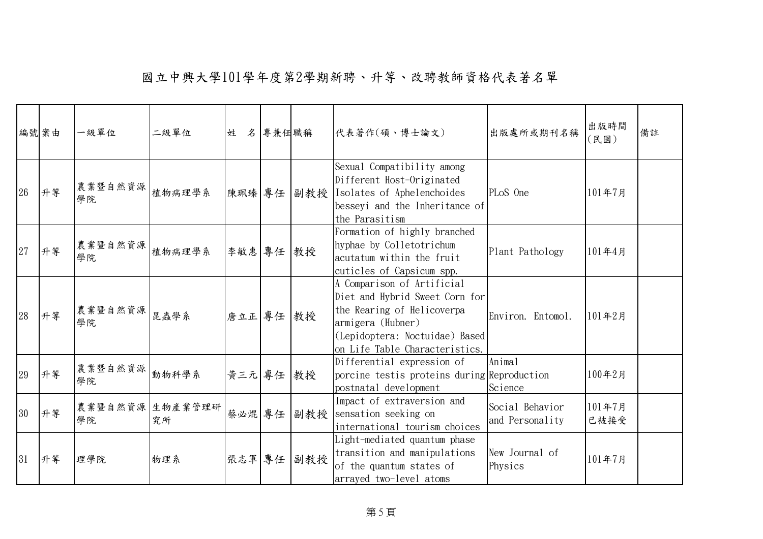# 國立中興大學101學年度第2學期新聘、升等、改聘教師資格代表著名單

| 編號 | 案由 | 一級單位 | 二級單位 | 姓　名 | 專兼任 | 職稱 | 代表著作(碩、博士論文) | 出版處所或期刊名稱 | 出版時間(民國) | 備註 |
|---|---|---|---|---|---|---|---|---|---|---|
| 26 | 升等 | 農業暨自然資源學院 | 植物病理學系 | 陳珮臻 | 專任 | 副教授 | Sexual Compatibility among Different Host-Originated Isolates of Aphelenchoides besseyi and the Inheritance of the Parasitism | PLoS One | 101年7月 | |
| 27 | 升等 | 農業暨自然資源學院 | 植物病理學系 | 李敏惠 | 專任 | 教授 | Formation of highly branched hyphae by Colletotrichum acutatum within the fruit cuticles of Capsicum spp. | Plant Pathology | 101年4月 | |
| 28 | 升等 | 農業暨自然資源學院 | 昆蟲學系 | 唐立正 | 專任 | 教授 | A Comparison of Artificial Diet and Hybrid Sweet Corn for the Rearing of Helicoverpa armigera (Hubner) (Lepidoptera: Noctuidae) Based on Life Table Characteristics. | Environ. Entomol. | 101年2月 | |
| 29 | 升等 | 農業暨自然資源學院 | 動物科學系 | 黃三元 | 專任 | 教授 | Differential expression of porcine testis proteins during postnatal development | Animal Reproduction Science | 100年2月 | |
| 30 | 升等 | 農業暨自然資源學院 | 生物產業管理研究所 | 蔡必焜 | 專任 | 副教授 | Impact of extraversion and sensation seeking on international tourism choices | Social Behavior and Personality | 101年7月 已被接受 | |
| 31 | 升等 | 理學院 | 物理系 | 張志軍 | 專任 | 副教授 | Light-mediated quantum phase transition and manipulations of the quantum states of arrayed two-level atoms | New Journal of Physics | 101年7月 | |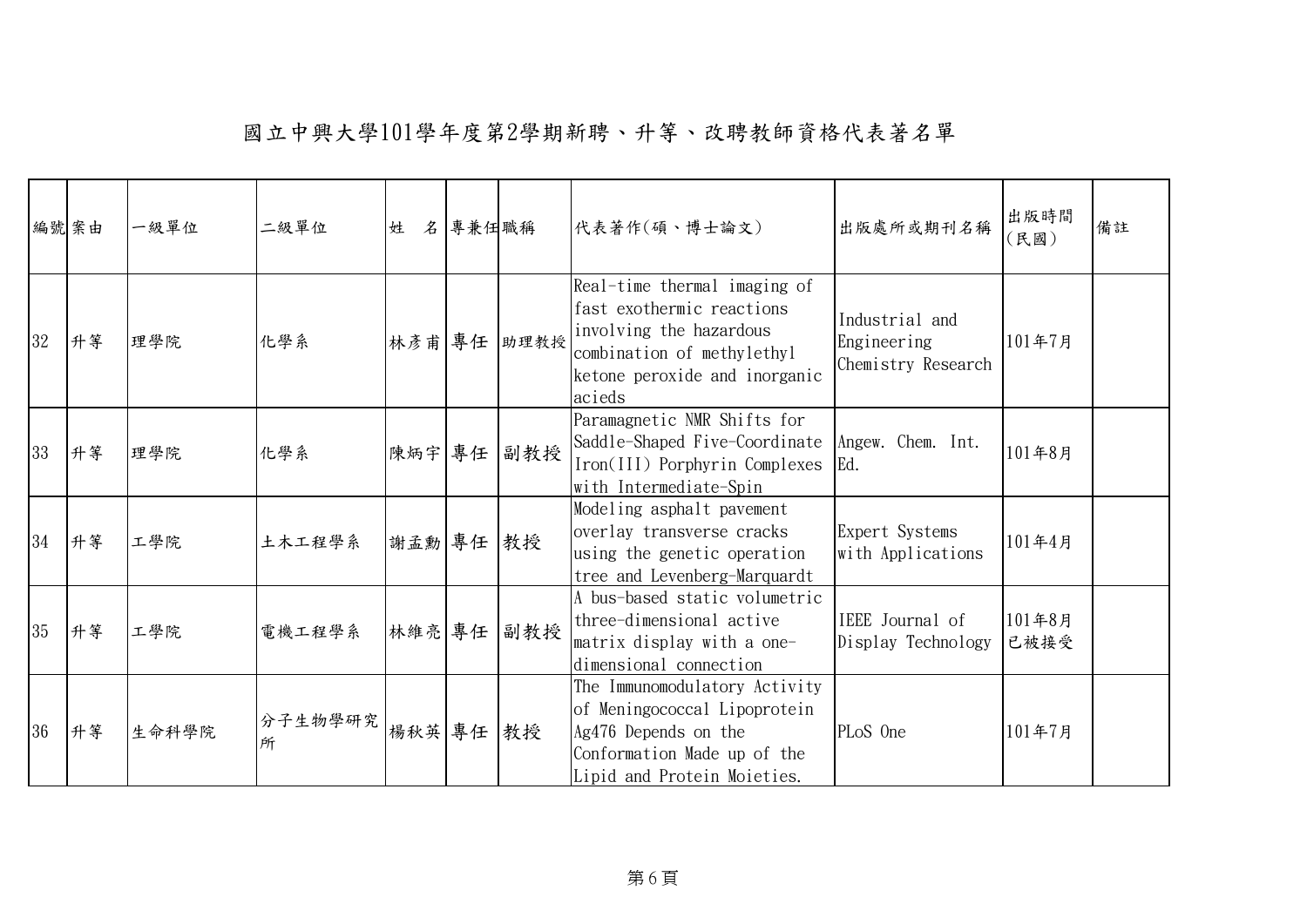# 國立中興大學101學年度第2學期新聘、升等、改聘教師資格代表著名單

| 編號 | 案由 | 一級單位 | 二級單位 | 姓　名 | 專兼任 | 職稱 | 代表著作(碩、博士論文) | 出版處所或期刊名稱 | 出版時間(民國) | 備註 |
|---|---|---|---|---|---|---|---|---|---|---|
| 32 | 升等 | 理學院 | 化學系 | 林彥甫 | 專任 | 助理教授 | Real-time thermal imaging of fast exothermic reactions involving the hazardous combination of methylethyl ketone peroxide and inorganic acieds | Industrial and Engineering Chemistry Research | 101年7月 | |
| 33 | 升等 | 理學院 | 化學系 | 陳炳宇 | 專任 | 副教授 | Paramagnetic NMR Shifts for Saddle-Shaped Five-Coordinate Iron(III) Porphyrin Complexes with Intermediate-Spin | Angew. Chem. Int. Ed. | 101年8月 | |
| 34 | 升等 | 工學院 | 土木工程學系 | 謝孟勳 | 專任 | 教授 | Modeling asphalt pavement overlay transverse cracks using the genetic operation tree and Levenberg-Marquardt | Expert Systems with Applications | 101年4月 | |
| 35 | 升等 | 工學院 | 電機工程學系 | 林維亮 | 專任 | 副教授 | A bus-based static volumetric three-dimensional active matrix display with a one-dimensional connection | IEEE Journal of Display Technology | 101年8月 已被接受 | |
| 36 | 升等 | 生命科學院 | 分子生物學研究所 | 楊秋英 | 專任 | 教授 | The Immunomodulatory Activity of Meningococcal Lipoprotein Ag476 Depends on the Conformation Made up of the Lipid and Protein Moieties. | PLoS One | 101年7月 | |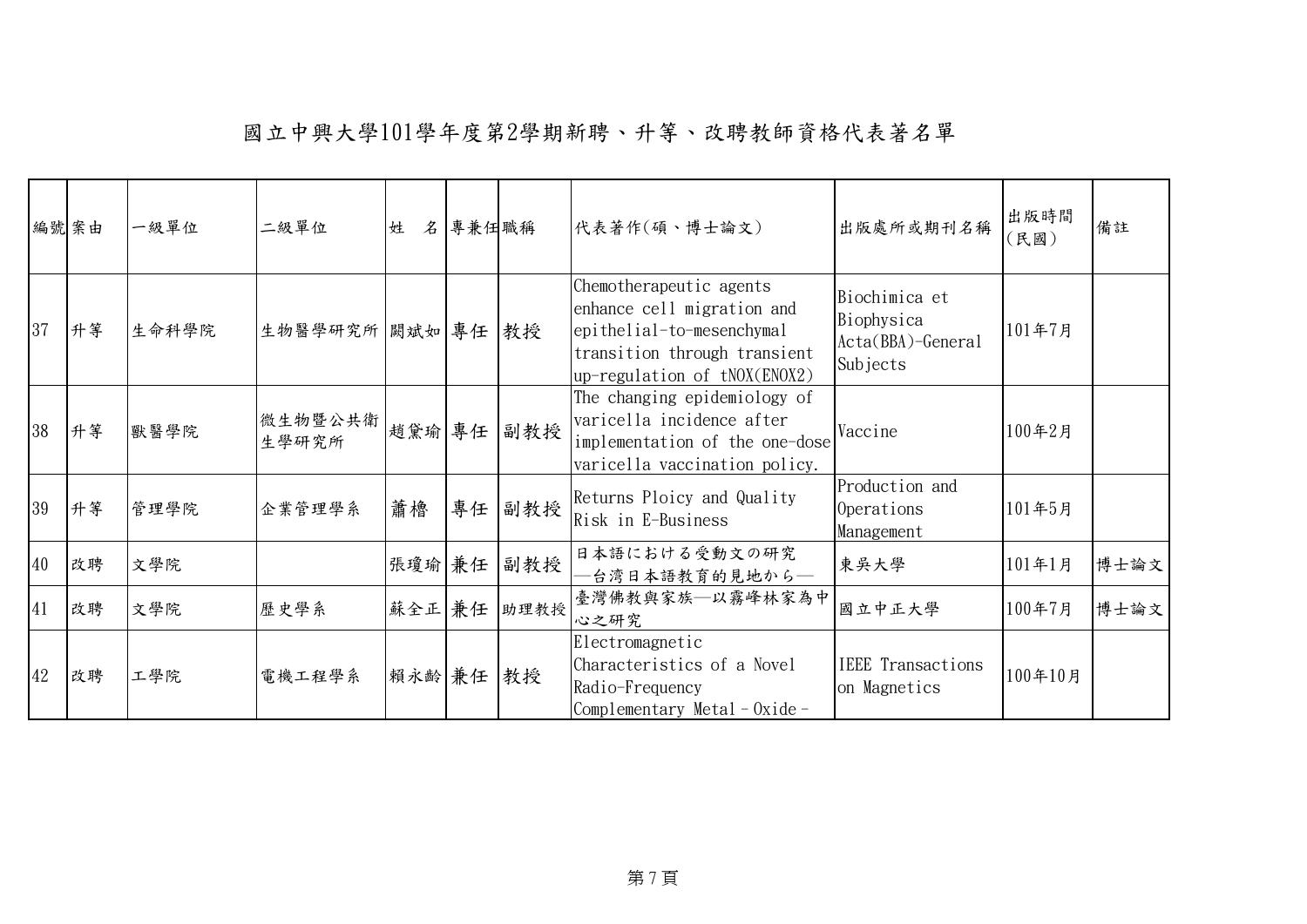# 國立中興大學101學年度第2學期新聘、升等、改聘教師資格代表著名單

| 編號 | 案由 | 一級單位 | 二級單位 | 姓　名 | 專兼任 | 職稱 | 代表著作(碩、博士論文) | 出版處所或期刊名稱 | 出版時間(民國) | 備註 |
|---|---|---|---|---|---|---|---|---|---|---|
| 37 | 升等 | 生命科學院 | 生物醫學研究所 | 闕斌如 | 專任 | 教授 | Chemotherapeutic agents enhance cell migration and epithelial-to-mesenchymal transition through transient up-regulation of tNOX(ENOX2) | Biochimica et Biophysica Acta(BBA)-General Subjects | 101年7月 | |
| 38 | 升等 | 獸醫學院 | 微生物暨公共衛生學研究所 | 趙黛瑜 | 專任 | 副教授 | The changing epidemiology of varicella incidence after implementation of the one-dose varicella vaccination policy. | Vaccine | 100年2月 | |
| 39 | 升等 | 管理學院 | 企業管理學系 | 蕭櫓 | 專任 | 副教授 | Returns Ploicy and Quality Risk in E-Business | Production and Operations Management | 101年5月 | |
| 40 | 改聘 | 文學院 | | 張瓊瑜 | 兼任 | 副教授 | 日本語における受動文の研究―台湾日本語教育的見地から― | 東吳大學 | 101年1月 | 博士論文 |
| 41 | 改聘 | 文學院 | 歷史學系 | 蘇全正 | 兼任 | 助理教授 | 臺灣佛教與家族—以霧峰林家為中心之研究 | 國立中正大學 | 100年7月 | 博士論文 |
| 42 | 改聘 | 工學院 | 電機工程學系 | 賴永齡 | 兼任 | 教授 | Electromagnetic Characteristics of a Novel Radio-Frequency Complementary Metal－Oxide－ | IEEE Transactions on Magnetics | 100年10月 | |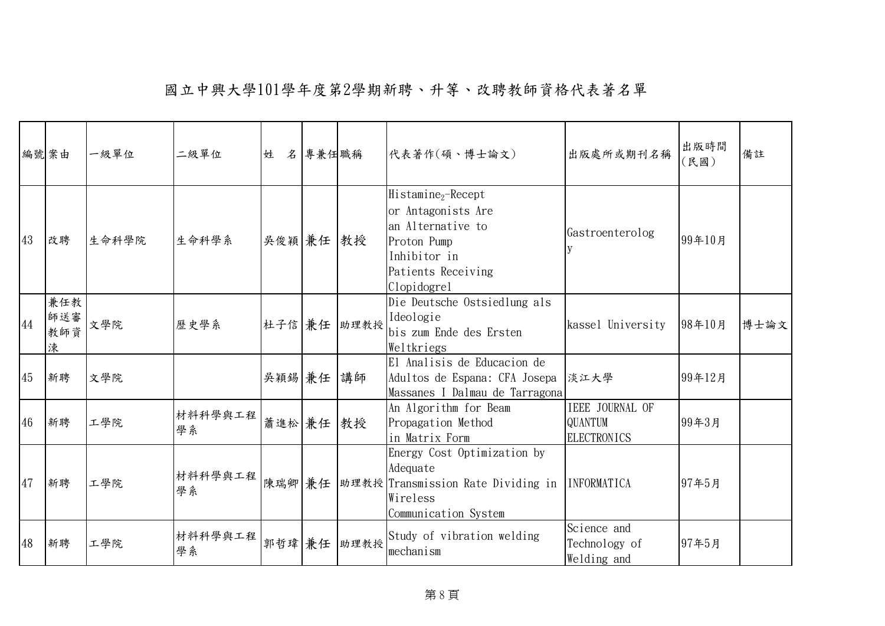# 國立中興大學101學年度第2學期新聘、升等、改聘教師資格代表著名單

| 編號 | 案由 | 一級單位 | 二級單位 | 姓　名 | 專兼任 | 職稱 | 代表著作(碩、博士論文) | 出版處所或期刊名稱 | 出版時間(民國) | 備註 |
|---|---|---|---|---|---|---|---|---|---|---|
| 43 | 改聘 | 生命科學院 | 生命科學系 | 吳俊穎 | 兼任 | 教授 | $Histamine_2$-Receptor Antagonists Are an Alternative to Proton Pump Inhibitor in Patients Receiving Clopidogrel | Gastroenterology | 99年10月 | |
| 44 | 兼任教師送審教師資淶 | 文學院 | 歷史學系 | 杜子信 | 兼任 | 助理教授 | Die Deutsche Ostsiedlung als Ideologie bis zum Ende des Ersten Weltkriegs | kassel University | 98年10月 | 博士論文 |
| 45 | 新聘 | 文學院 | | 吳穎錫 | 兼任 | 講師 | El Analisis de Educacion de Adultos de Espana: CFA Josepa Massanes I Dalmau de Tarragona | 淡江大學 | 99年12月 | |
| 46 | 新聘 | 工學院 | 材料科學與工程學系 | 蕭進松 | 兼任 | 教授 | An Algorithm for Beam Propagation Method in Matrix Form | IEEE JOURNAL OF QUANTUM ELECTRONICS | 99年3月 | |
| 47 | 新聘 | 工學院 | 材料科學與工程學系 | 陳瑞卿 | 兼任 | 助理教授 | Energy Cost Optimization by Adequate Transmission Rate Dividing in Wireless Communication System | INFORMATICA | 97年5月 | |
| 48 | 新聘 | 工學院 | 材料科學與工程學系 | 郭哲瑋 | 兼任 | 助理教授 | Study of vibration welding mechanism | Science and Technology of Welding and | 97年5月 | |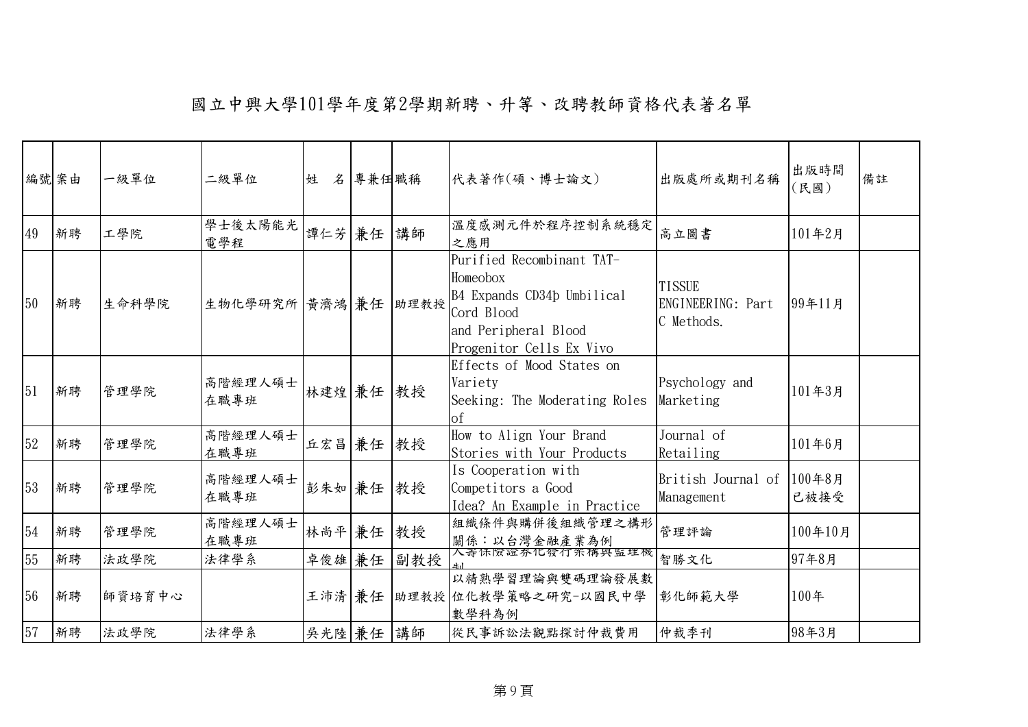# 國立中興大學101學年度第2學期新聘、升等、改聘教師資格代表著名單

| 編號 | 案由 | 一級單位 | 二級單位 | 姓　名 | 專兼任 | 職稱 | 代表著作(碩、博士論文) | 出版處所或期刊名稱 | 出版時間(民國) | 備註 |
|---|---|---|---|---|---|---|---|---|---|---|
| 49 | 新聘 | 工學院 | 學士後太陽能光電學程 | 譚仁芳 | 兼任 | 講師 | 溫度感測元件於程序控制系統穩定之應用 | 高立圖書 | 101年2月 | |
| 50 | 新聘 | 生命科學院 | 生物化學研究所 | 黃濟鴻 | 兼任 | 助理教授 | Purified Recombinant TAT-Homeobox B4 Expands CD34þ Umbilical Cord Blood and Peripheral Blood Progenitor Cells Ex Vivo | TISSUE ENGINEERING: Part C Methods. | 99年11月 | |
| 51 | 新聘 | 管理學院 | 高階經理人碩士在職專班 | 林建煌 | 兼任 | 教授 | Effects of Mood States on Variety Seeking: The Moderating Roles of | Psychology and Marketing | 101年3月 | |
| 52 | 新聘 | 管理學院 | 高階經理人碩士在職專班 | 丘宏昌 | 兼任 | 教授 | How to Align Your Brand Stories with Your Products | Journal of Retailing | 101年6月 | |
| 53 | 新聘 | 管理學院 | 高階經理人碩士在職專班 | 彭朱如 | 兼任 | 教授 | Is Cooperation with Competitors a Good Idea? An Example in Practice | British Journal of Management | 100年8月已被接受 | |
| 54 | 新聘 | 管理學院 | 高階經理人碩士在職專班 | 林尚平 | 兼任 | 教授 | 組織條件與購併後組織管理之構形關係：以台灣金融產業為例 | 管理評論 | 100年10月 | |
| 55 | 新聘 | 法政學院 | 法律學系 | 卓俊雄 | 兼任 | 副教授 | 人壽保險證券化發行架構與監理機制 | 智勝文化 | 97年8月 | |
| 56 | 新聘 | 師資培育中心 | | 王沛清 | 兼任 | 助理教授 | 以精熟學習理論與雙碼理論發展數位化教學策略之研究-以國民中學數學科為例 | 彰化師範大學 | 100年 | |
| 57 | 新聘 | 法政學院 | 法律學系 | 吳光陸 | 兼任 | 講師 | 從民事訴訟法觀點探討仲裁費用 | 仲裁季刊 | 98年3月 | |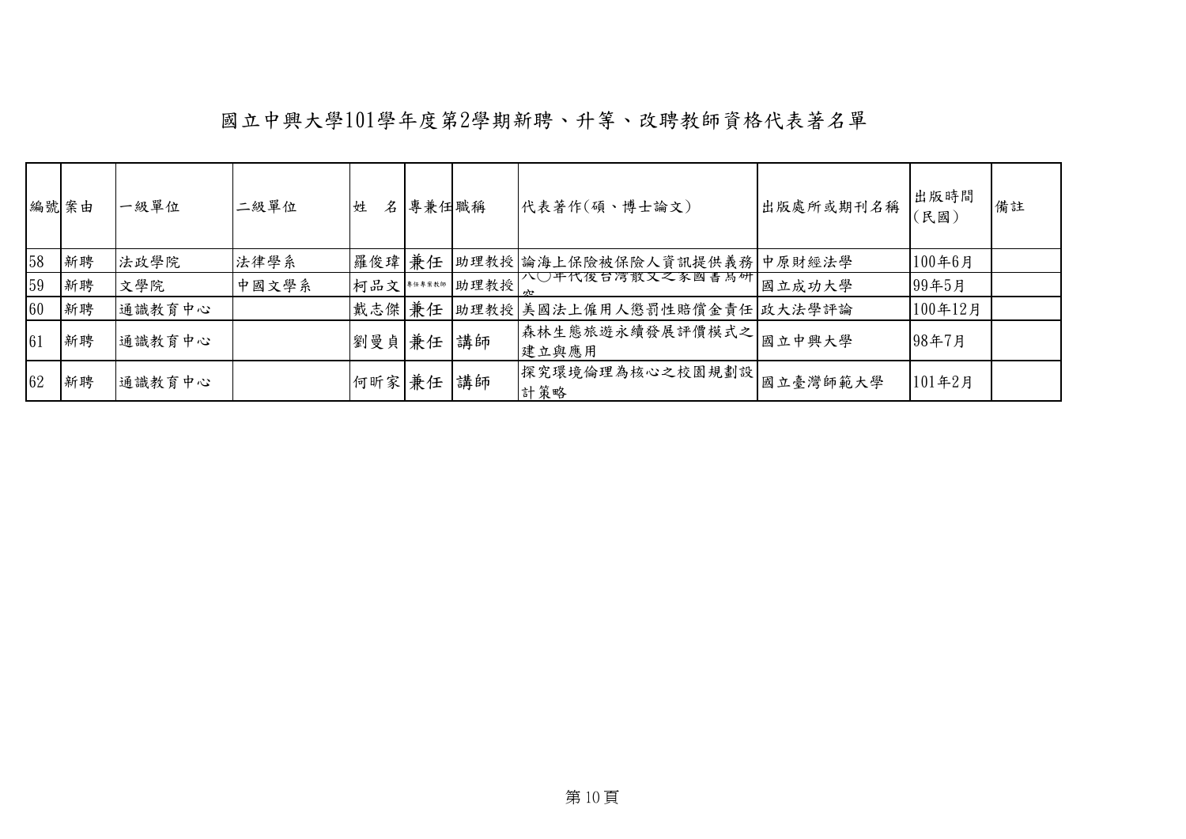# 國立中興大學101學年度第2學期新聘、升等、改聘教師資格代表著名單

| 編號 | 案由 | 一級單位 | 二級單位 | 姓　名 | 專兼任 | 職稱 | 代表著作(碩、博士論文) | 出版處所或期刊名稱 | 出版時間(民國) | 備註 |
|---|---|---|---|---|---|---|---|---|---|---|
| 58 | 新聘 | 法政學院 | 法律學系 | 羅俊瑋 | 兼任 | 助理教授 | 論海上保險被保險人資訊提供義務 | 中原財經法學 | 100年6月 | |
| 59 | 新聘 | 文學院 | 中國文學系 | 柯品文 | 專任專案教師 | 助理教授 | 八〇年代後台灣散文之家國書寫研究 | 國立成功大學 | 99年5月 | |
| 60 | 新聘 | 通識教育中心 | | 戴志傑 | 兼任 | 助理教授 | 美國法上僱用人懲罰性賠償金責任 | 政大法學評論 | 100年12月 | |
| 61 | 新聘 | 通識教育中心 | | 劉曼貞 | 兼任 | 講師 | 森林生態旅遊永續發展評價模式之建立與應用 | 國立中興大學 | 98年7月 | |
| 62 | 新聘 | 通識教育中心 | | 何昕家 | 兼任 | 講師 | 探究環境倫理為核心之校園規劃設計策略 | 國立臺灣師範大學 | 101年2月 | |